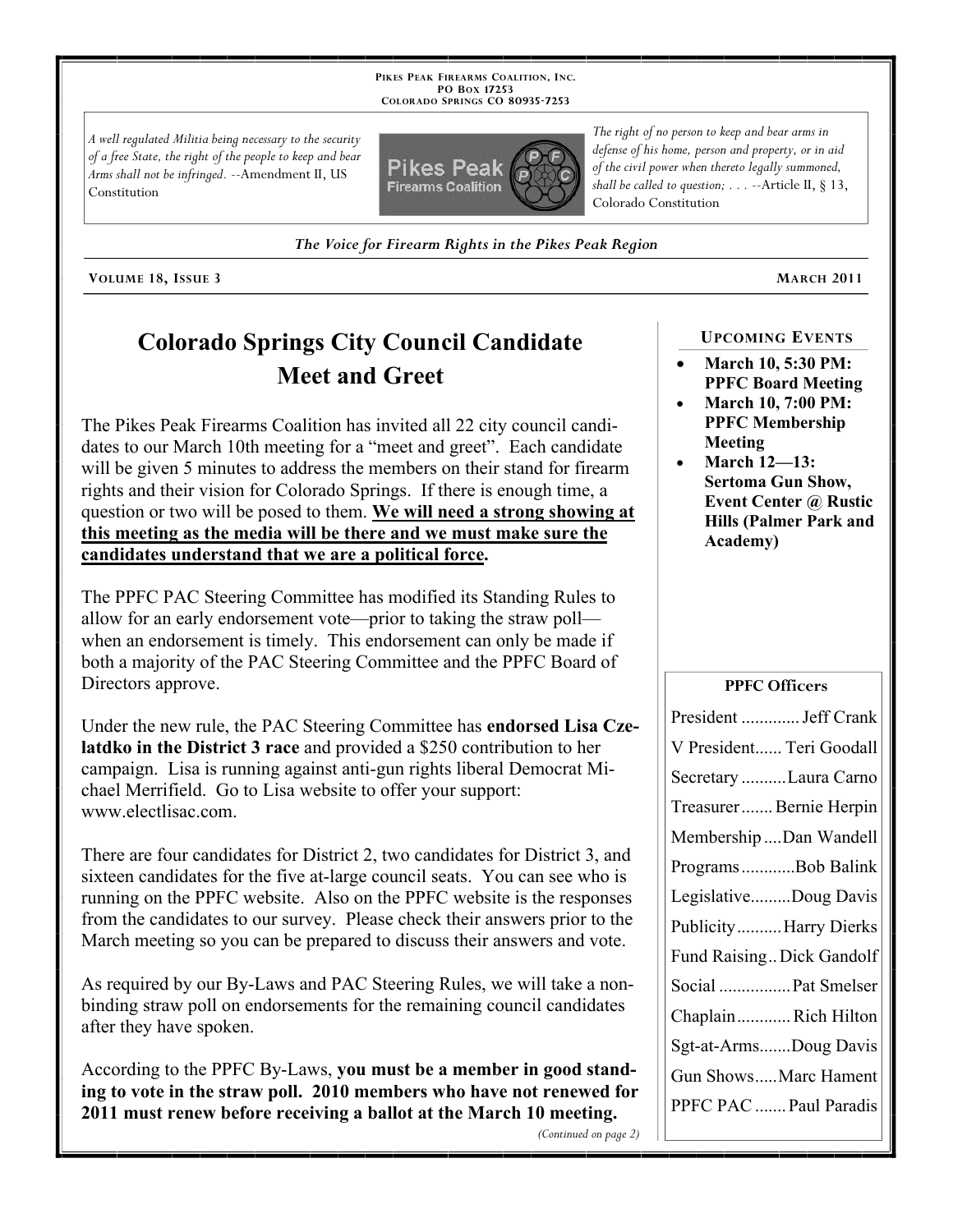PIKES PEAK FIREARMS COALITION, INC.
PO BOX 17253
COLORADO SPRINGS CO 80935-7253

*A well regulated Militia being necessary to the security of a free State, the right of the people to keep and bear Arms shall not be infringed.* --Amendment II, US Constitution

*The right of no person to keep and bear arms in defense of his home, person and property, or in aid of the civil power when thereto legally summoned, shall be called to question; . . .* --Article II, § 13, Colorado Constitution

*The Voice for Firearm Rights in the Pikes Peak Region*

VOLUME 18, ISSUE 3 — MARCH 2011

# Colorado Springs City Council Candidate Meet and Greet

The Pikes Peak Firearms Coalition has invited all 22 city council candidates to our March 10th meeting for a "meet and greet". Each candidate will be given 5 minutes to address the members on their stand for firearm rights and their vision for Colorado Springs. If there is enough time, a question or two will be posed to them. **We will need a strong showing at this meeting as the media will be there and we must make sure the candidates understand that we are a political force.**

The PPFC PAC Steering Committee has modified its Standing Rules to allow for an early endorsement vote—prior to taking the straw poll—when an endorsement is timely. This endorsement can only be made if both a majority of the PAC Steering Committee and the PPFC Board of Directors approve.

Under the new rule, the PAC Steering Committee has **endorsed Lisa Czelatdko in the District 3 race** and provided a $250 contribution to her campaign. Lisa is running against anti-gun rights liberal Democrat Michael Merrifield. Go to Lisa website to offer your support: www.electlisac.com.

There are four candidates for District 2, two candidates for District 3, and sixteen candidates for the five at-large council seats. You can see who is running on the PPFC website. Also on the PPFC website is the responses from the candidates to our survey. Please check their answers prior to the March meeting so you can be prepared to discuss their answers and vote.

As required by our By-Laws and PAC Steering Rules, we will take a non-binding straw poll on endorsements for the remaining council candidates after they have spoken.

According to the PPFC By-Laws, **you must be a member in good standing to vote in the straw poll. 2010 members who have not renewed for 2011 must renew before receiving a ballot at the March 10 meeting.**

*(Continued on page 2)*

## UPCOMING EVENTS

- **March 10, 5:30 PM: PPFC Board Meeting**
- **March 10, 7:00 PM: PPFC Membership Meeting**
- **March 12—13: Sertoma Gun Show, Event Center @ Rustic Hills (Palmer Park and Academy)**

## PPFC Officers

| Office | Name |
|---|---|
| President | Jeff Crank |
| V President | Teri Goodall |
| Secretary | Laura Carno |
| Treasurer | Bernie Herpin |
| Membership | Dan Wandell |
| Programs | Bob Balink |
| Legislative | Doug Davis |
| Publicity | Harry Dierks |
| Fund Raising | Dick Gandolf |
| Social | Pat Smelser |
| Chaplain | Rich Hilton |
| Sgt-at-Arms | Doug Davis |
| Gun Shows | Marc Hament |
| PPFC PAC | Paul Paradis |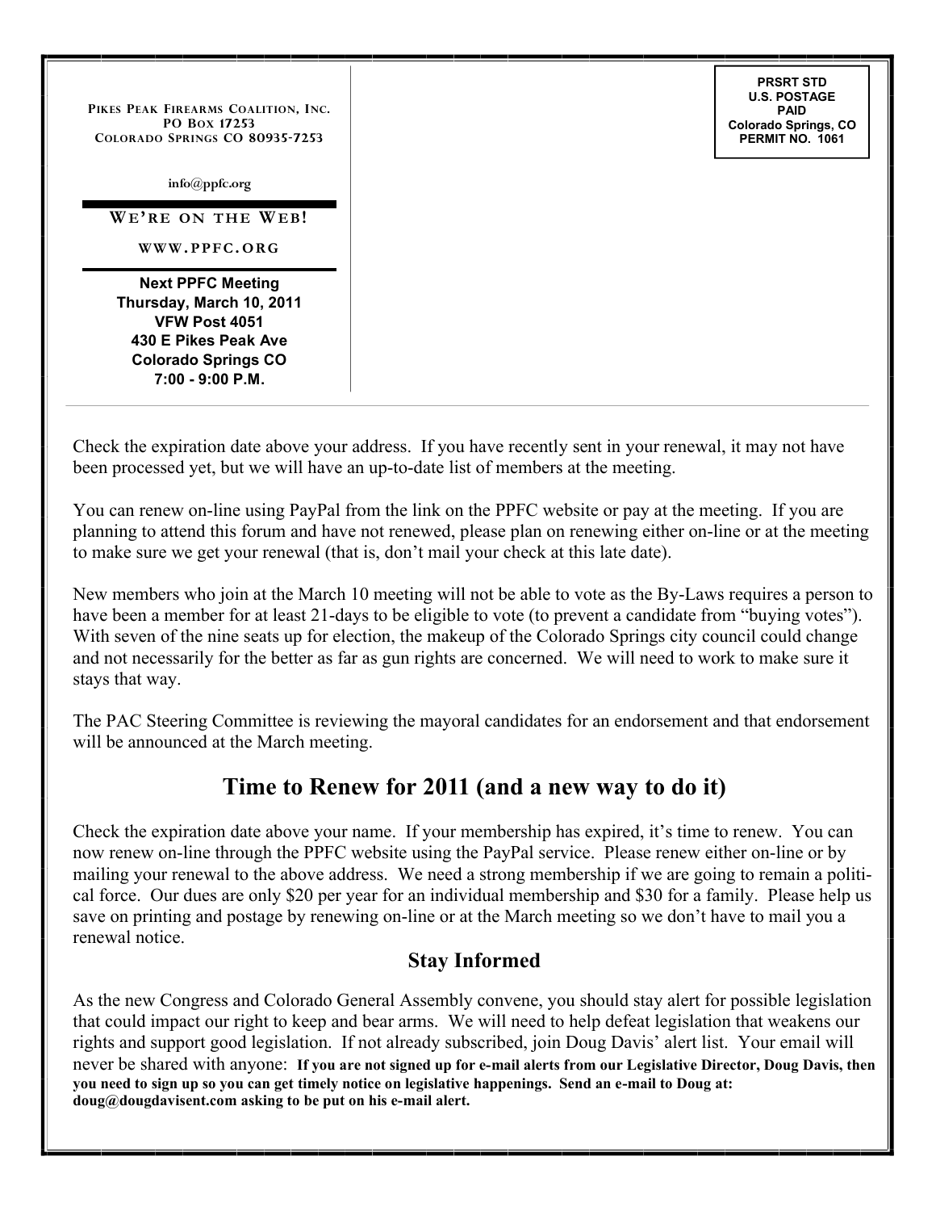PIKES PEAK FIREARMS COALITION, INC.
PO BOX 17253
COLORADO SPRINGS CO 80935-7253

info@ppfc.org

**WE'RE ON THE WEB!**

**WWW.PPFC.ORG**

**Next PPFC Meeting**
**Thursday, March 10, 2011**
**VFW Post 4051**
**430 E Pikes Peak Ave**
**Colorado Springs CO**
**7:00 - 9:00 P.M.**

**PRSRT STD**
**U.S. POSTAGE**
**PAID**
**Colorado Springs, CO**
**PERMIT NO. 1061**

Check the expiration date above your address. If you have recently sent in your renewal, it may not have been processed yet, but we will have an up-to-date list of members at the meeting.

You can renew on-line using PayPal from the link on the PPFC website or pay at the meeting. If you are planning to attend this forum and have not renewed, please plan on renewing either on-line or at the meeting to make sure we get your renewal (that is, don't mail your check at this late date).

New members who join at the March 10 meeting will not be able to vote as the By-Laws requires a person to have been a member for at least 21-days to be eligible to vote (to prevent a candidate from "buying votes"). With seven of the nine seats up for election, the makeup of the Colorado Springs city council could change and not necessarily for the better as far as gun rights are concerned. We will need to work to make sure it stays that way.

The PAC Steering Committee is reviewing the mayoral candidates for an endorsement and that endorsement will be announced at the March meeting.

## Time to Renew for 2011 (and a new way to do it)

Check the expiration date above your name. If your membership has expired, it's time to renew. You can now renew on-line through the PPFC website using the PayPal service. Please renew either on-line or by mailing your renewal to the above address. We need a strong membership if we are going to remain a political force. Our dues are only $20 per year for an individual membership and $30 for a family. Please help us save on printing and postage by renewing on-line or at the March meeting so we don't have to mail you a renewal notice.

### Stay Informed

As the new Congress and Colorado General Assembly convene, you should stay alert for possible legislation that could impact our right to keep and bear arms. We will need to help defeat legislation that weakens our rights and support good legislation. If not already subscribed, join Doug Davis' alert list. Your email will never be shared with anyone: **If you are not signed up for e-mail alerts from our Legislative Director, Doug Davis, then you need to sign up so you can get timely notice on legislative happenings. Send an e-mail to Doug at: doug@dougdavisent.com asking to be put on his e-mail alert.**